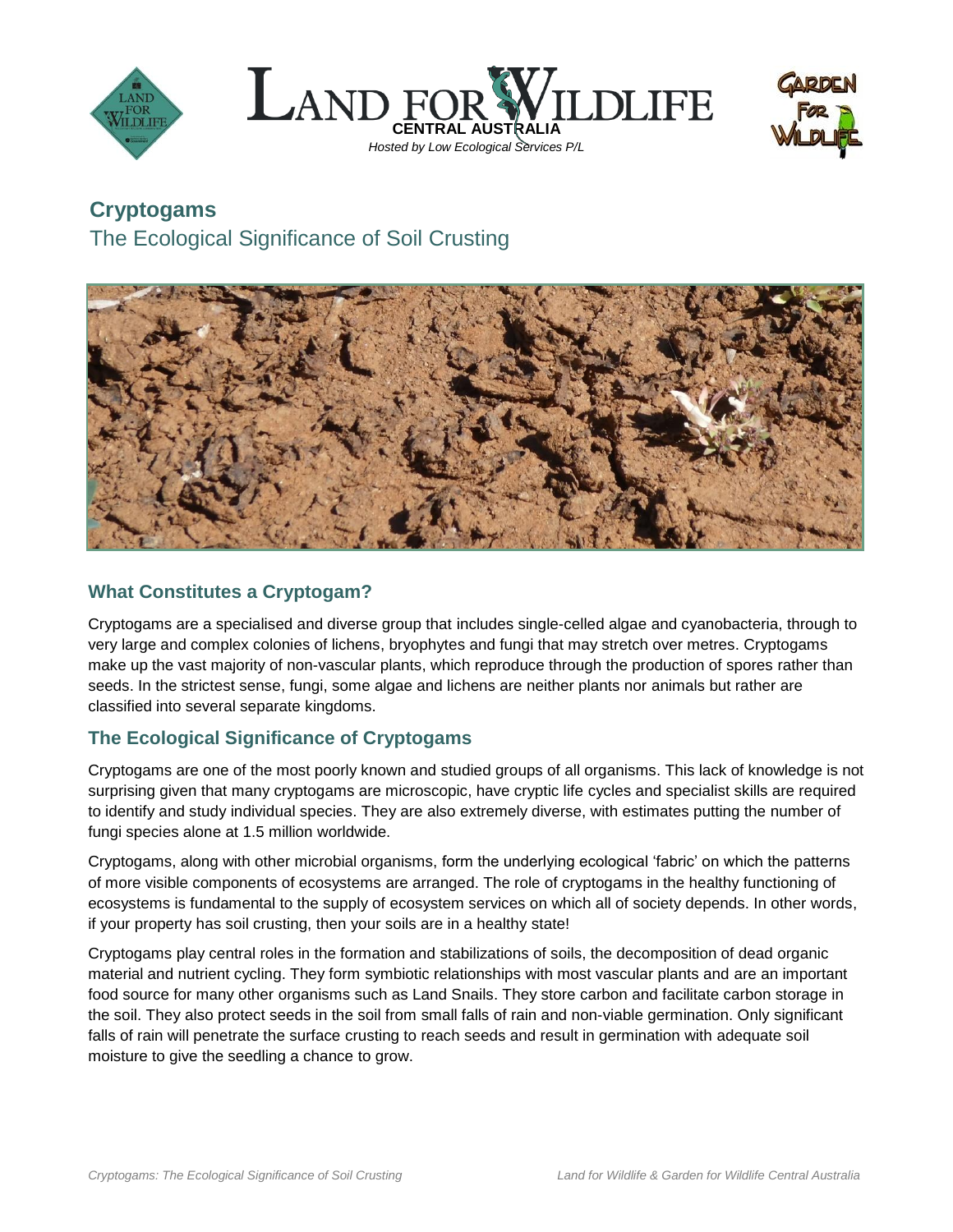# Cryptogams

## The Ecological Significance of Soil Crusting

### What Constitutes a Cryptogam?

Cryptogams are a specialised and diverse group that includes single-celled algae and cyanobacteria, through to very large and complex colonies of lichens, bryophytes and fungi that may stretch over metres. Cryptogams make up the vast majority of non-vascular plants, which reproduce through the production of spores rather than seeds. In the strictest sense, fungi, some algae and lichens are neither plants nor animals but rather are classified into several separate kingdoms.

### The Ecological Significance of Cryptogams

Cryptogams are one of the most poorly known and studied groups of all organisms. This lack of knowledge is not surprising given that many cryptogams are microscopic, have cryptic life cycles and specialist skills are required to identify and study individual species. They are also extremely diverse, with estimates putting the number of fungi species alone at 1.5 million worldwide.

Cryptogams, along with other microbial organisms, form the underlying ecological 'fabric' on which the patterns of more visible components of ecosystems are arranged. The role of cryptogams in the healthy functioning of ecosystems is fundamental to the supply of ecosystem services on which all of society depends. In other words, if your property has soil crusting, then your soils are in a healthy state!

Cryptogams play central roles in the formation and stabilizations of soils, the decomposition of dead organic material and nutrient cycling. They form symbiotic relationships with most vascular plants and are an important food source for many other organisms such as Land Snails. They store carbon and facilitate carbon storage in the soil. They also protect seeds in the soil from small falls of rain and non-viable germination. Only significant falls of rain will penetrate the surface crusting to reach seeds and result in germination with adequate soil moisture to give the seedling a chance to grow.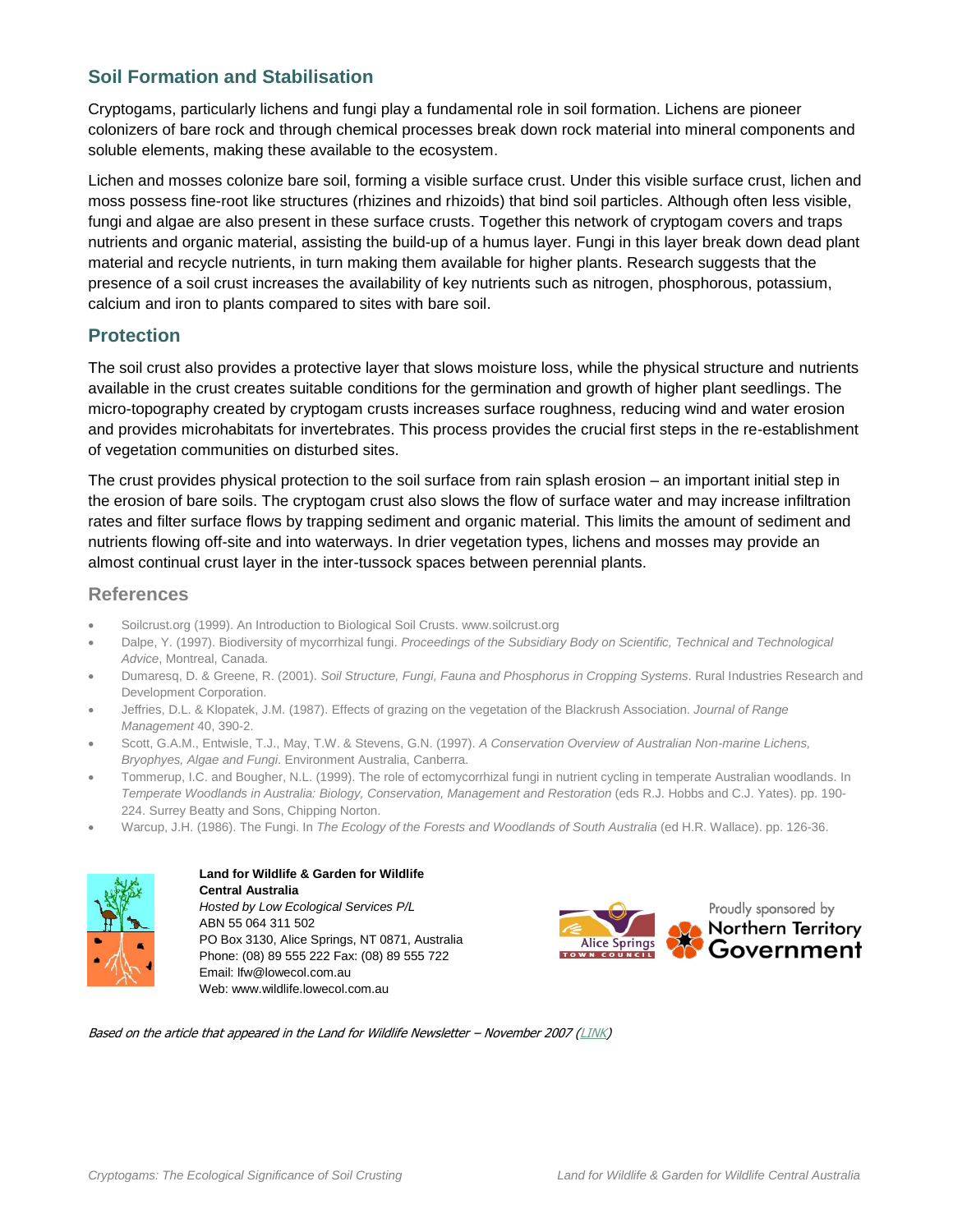## Soil Formation and Stabilisation

Cryptogams, particularly lichens and fungi play a fundamental role in soil formation. Lichens are pioneer colonizers of bare rock and through chemical processes break down rock material into mineral components and soluble elements, making these available to the ecosystem.

Lichen and mosses colonize bare soil, forming a visible surface crust. Under this visible surface crust, lichen and moss possess fine-root like structures (rhizines and rhizoids) that bind soil particles. Although often less visible, fungi and algae are also present in these surface crusts. Together this network of cryptogam covers and traps nutrients and organic material, assisting the build-up of a humus layer. Fungi in this layer break down dead plant material and recycle nutrients, in turn making them available for higher plants. Research suggests that the presence of a soil crust increases the availability of key nutrients such as nitrogen, phosphorous, potassium, calcium and iron to plants compared to sites with bare soil.

## Protection

The soil crust also provides a protective layer that slows moisture loss, while the physical structure and nutrients available in the crust creates suitable conditions for the germination and growth of higher plant seedlings. The micro-topography created by cryptogam crusts increases surface roughness, reducing wind and water erosion and provides microhabitats for invertebrates. This process provides the crucial first steps in the re-establishment of vegetation communities on disturbed sites.

The crust provides physical protection to the soil surface from rain splash erosion – an important initial step in the erosion of bare soils. The cryptogam crust also slows the flow of surface water and may increase infiltration rates and filter surface flows by trapping sediment and organic material. This limits the amount of sediment and nutrients flowing off-site and into waterways. In drier vegetation types, lichens and mosses may provide an almost continual crust layer in the inter-tussock spaces between perennial plants.

## References

- Soilcrust.org (1999). An Introduction to Biological Soil Crusts. www.soilcrust.org
- Dalpe, Y. (1997). Biodiversity of mycorrhizal fungi. *Proceedings of the Subsidiary Body on Scientific, Technical and Technological Advice*, Montreal, Canada.
- Dumaresq, D. & Greene, R. (2001). *Soil Structure, Fungi, Fauna and Phosphorus in Cropping Systems*. Rural Industries Research and Development Corporation.
- Jeffries, D.L. & Klopatek, J.M. (1987). Effects of grazing on the vegetation of the Blackrush Association. *Journal of Range Management* 40, 390-2.
- Scott, G.A.M., Entwisle, T.J., May, T.W. & Stevens, G.N. (1997). *A Conservation Overview of Australian Non-marine Lichens, Bryophyes, Algae and Fungi*. Environment Australia, Canberra.
- Tommerup, I.C. and Bougher, N.L. (1999). The role of ectomycorrhizal fungi in nutrient cycling in temperate Australian woodlands. In *Temperate Woodlands in Australia: Biology, Conservation, Management and Restoration* (eds R.J. Hobbs and C.J. Yates). pp. 190-224. Surrey Beatty and Sons, Chipping Norton.
- Warcup, J.H. (1986). The Fungi. In *The Ecology of the Forests and Woodlands of South Australia* (ed H.R. Wallace). pp. 126-36.

**Land for Wildlife & Garden for Wildlife**
**Central Australia**
*Hosted by Low Ecological Services P/L*
ABN 55 064 311 502
PO Box 3130, Alice Springs, NT 0871, Australia
Phone: (08) 89 555 222 Fax: (08) 89 555 722
Email: lfw@lowecol.com.au
Web: www.wildlife.lowecol.com.au

Proudly sponsored by Northern Territory Government

*Based on the article that appeared in the Land for Wildlife Newsletter – November 2007 (LINK)*